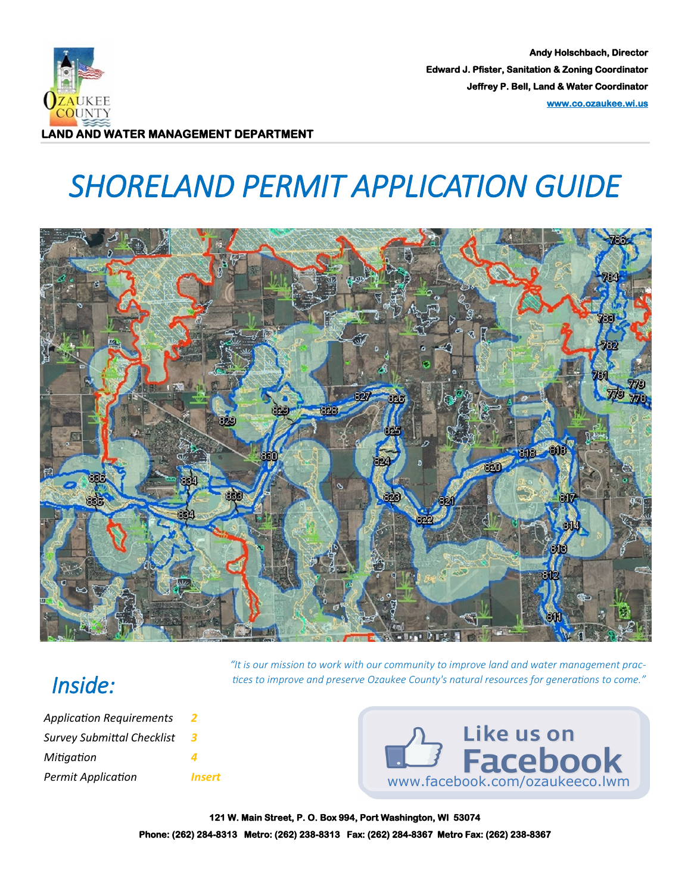Andy Holschbach, Director
Edward J. Pfister, Sanitation & Zoning Coordinator
Jeffrey P. Bell, Land & Water Coordinator
www.co.ozaukee.wi.us

**LAND AND WATER MANAGEMENT DEPARTMENT**

# *SHORELAND PERMIT APPLICATION GUIDE*

*"It is our mission to work with our community to improve land and water management practices to improve and preserve Ozaukee County's natural resources for generations to come."*

## *Inside:*

| | |
|---|---|
| *Application Requirements* | *2* |
| *Survey Submittal Checklist* | *3* |
| *Mitigation* | *4* |
| *Permit Application* | *Insert* |

Like us on Facebook
www.facebook.com/ozaukeeco.lwm

**121 W. Main Street, P. O. Box 994, Port Washington, WI 53074**

**Phone: (262) 284-8313 Metro: (262) 238-8313 Fax: (262) 284-8367 Metro Fax: (262) 238-8367**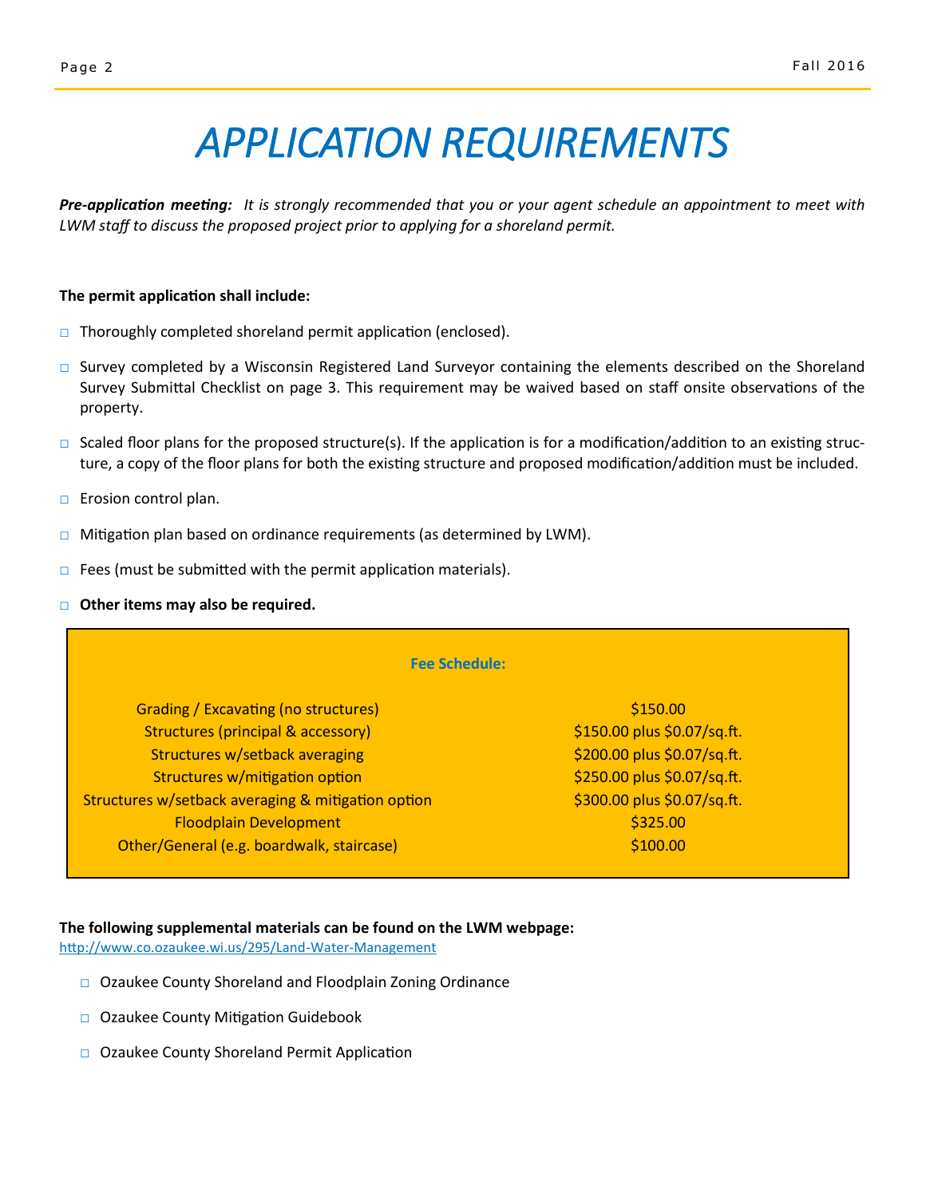# *APPLICATION REQUIREMENTS*

***Pre-application meeting:*** *It is strongly recommended that you or your agent schedule an appointment to meet with LWM staff to discuss the proposed project prior to applying for a shoreland permit.*

**The permit application shall include:**

- □ Thoroughly completed shoreland permit application (enclosed).
- □ Survey completed by a Wisconsin Registered Land Surveyor containing the elements described on the Shoreland Survey Submittal Checklist on page 3. This requirement may be waived based on staff onsite observations of the property.
- □ Scaled floor plans for the proposed structure(s). If the application is for a modification/addition to an existing structure, a copy of the floor plans for both the existing structure and proposed modification/addition must be included.
- □ Erosion control plan.
- □ Mitigation plan based on ordinance requirements (as determined by LWM).
- □ Fees (must be submitted with the permit application materials).
- □ **Other items may also be required.**

**Fee Schedule:**

| | |
|---|---|
| Grading / Excavating (no structures) | $150.00 |
| Structures (principal & accessory) | $150.00 plus $0.07/sq.ft. |
| Structures w/setback averaging | $200.00 plus $0.07/sq.ft. |
| Structures w/mitigation option | $250.00 plus $0.07/sq.ft. |
| Structures w/setback averaging & mitigation option | $300.00 plus $0.07/sq.ft. |
| Floodplain Development | $325.00 |
| Other/General (e.g. boardwalk, staircase) | $100.00 |

**The following supplemental materials can be found on the LWM webpage:**
http://www.co.ozaukee.wi.us/295/Land-Water-Management

- □ Ozaukee County Shoreland and Floodplain Zoning Ordinance
- □ Ozaukee County Mitigation Guidebook
- □ Ozaukee County Shoreland Permit Application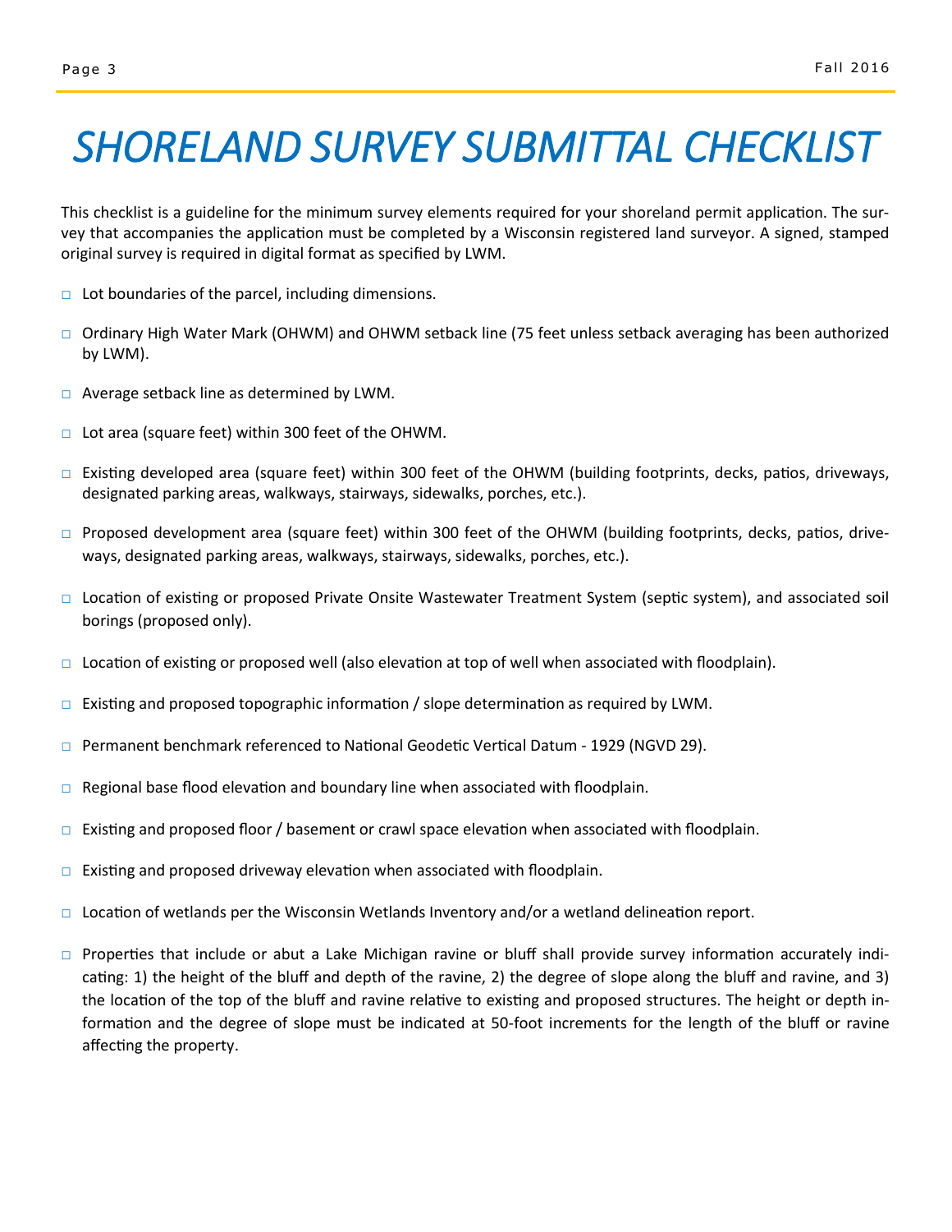# *SHORELAND SURVEY SUBMITTAL CHECKLIST*

This checklist is a guideline for the minimum survey elements required for your shoreland permit application. The survey that accompanies the application must be completed by a Wisconsin registered land surveyor. A signed, stamped original survey is required in digital format as specified by LWM.

- □ Lot boundaries of the parcel, including dimensions.
- □ Ordinary High Water Mark (OHWM) and OHWM setback line (75 feet unless setback averaging has been authorized by LWM).
- □ Average setback line as determined by LWM.
- □ Lot area (square feet) within 300 feet of the OHWM.
- □ Existing developed area (square feet) within 300 feet of the OHWM (building footprints, decks, patios, driveways, designated parking areas, walkways, stairways, sidewalks, porches, etc.).
- □ Proposed development area (square feet) within 300 feet of the OHWM (building footprints, decks, patios, driveways, designated parking areas, walkways, stairways, sidewalks, porches, etc.).
- □ Location of existing or proposed Private Onsite Wastewater Treatment System (septic system), and associated soil borings (proposed only).
- □ Location of existing or proposed well (also elevation at top of well when associated with floodplain).
- □ Existing and proposed topographic information / slope determination as required by LWM.
- □ Permanent benchmark referenced to National Geodetic Vertical Datum - 1929 (NGVD 29).
- □ Regional base flood elevation and boundary line when associated with floodplain.
- □ Existing and proposed floor / basement or crawl space elevation when associated with floodplain.
- □ Existing and proposed driveway elevation when associated with floodplain.
- □ Location of wetlands per the Wisconsin Wetlands Inventory and/or a wetland delineation report.
- □ Properties that include or abut a Lake Michigan ravine or bluff shall provide survey information accurately indicating: 1) the height of the bluff and depth of the ravine, 2) the degree of slope along the bluff and ravine, and 3) the location of the top of the bluff and ravine relative to existing and proposed structures. The height or depth information and the degree of slope must be indicated at 50-foot increments for the length of the bluff or ravine affecting the property.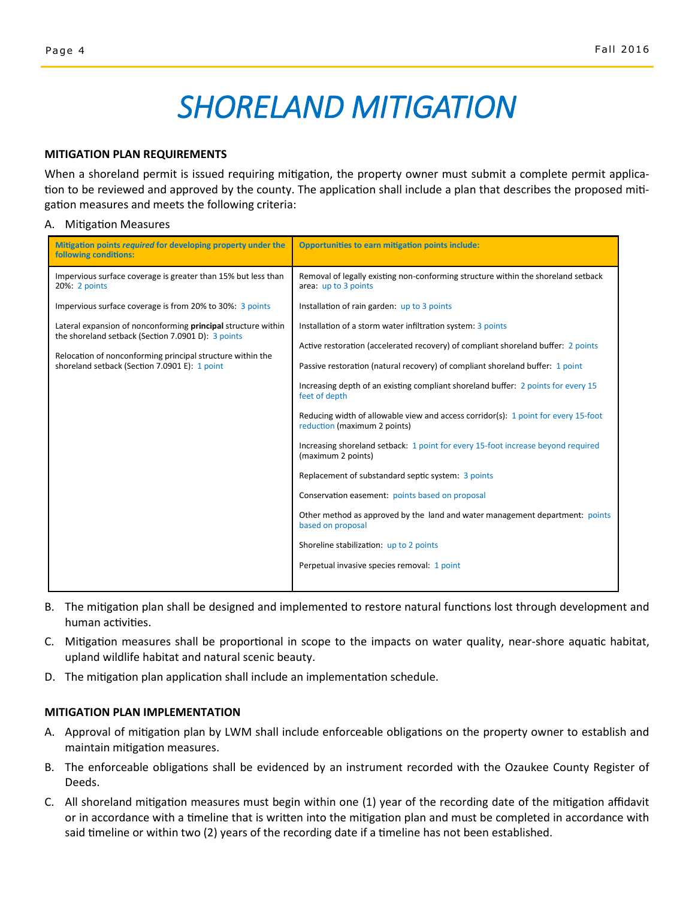# *SHORELAND MITIGATION*

**MITIGATION PLAN REQUIREMENTS**

When a shoreland permit is issued requiring mitigation, the property owner must submit a complete permit application to be reviewed and approved by the county. The application shall include a plan that describes the proposed mitigation measures and meets the following criteria:

A. Mitigation Measures

| Mitigation points *required* for developing property under the following conditions: | Opportunities to earn mitigation points include: |
|---|---|
| Impervious surface coverage is greater than 15% but less than 20%: 2 points | Removal of legally existing non-conforming structure within the shoreland setback area: up to 3 points |
| Impervious surface coverage is from 20% to 30%: 3 points | Installation of rain garden: up to 3 points |
| Lateral expansion of nonconforming **principal** structure within the shoreland setback (Section 7.0901 D): 3 points | Installation of a storm water infiltration system: 3 points |
| Relocation of nonconforming principal structure within the shoreland setback (Section 7.0901 E): 1 point | Active restoration (accelerated recovery) of compliant shoreland buffer: 2 points |
| | Passive restoration (natural recovery) of compliant shoreland buffer: 1 point |
| | Increasing depth of an existing compliant shoreland buffer: 2 points for every 15 feet of depth |
| | Reducing width of allowable view and access corridor(s): 1 point for every 15-foot reduction (maximum 2 points) |
| | Increasing shoreland setback: 1 point for every 15-foot increase beyond required (maximum 2 points) |
| | Replacement of substandard septic system: 3 points |
| | Conservation easement: points based on proposal |
| | Other method as approved by the land and water management department: points based on proposal |
| | Shoreline stabilization: up to 2 points |
| | Perpetual invasive species removal: 1 point |

B. The mitigation plan shall be designed and implemented to restore natural functions lost through development and human activities.

C. Mitigation measures shall be proportional in scope to the impacts on water quality, near-shore aquatic habitat, upland wildlife habitat and natural scenic beauty.

D. The mitigation plan application shall include an implementation schedule.

**MITIGATION PLAN IMPLEMENTATION**

A. Approval of mitigation plan by LWM shall include enforceable obligations on the property owner to establish and maintain mitigation measures.

B. The enforceable obligations shall be evidenced by an instrument recorded with the Ozaukee County Register of Deeds.

C. All shoreland mitigation measures must begin within one (1) year of the recording date of the mitigation affidavit or in accordance with a timeline that is written into the mitigation plan and must be completed in accordance with said timeline or within two (2) years of the recording date if a timeline has not been established.